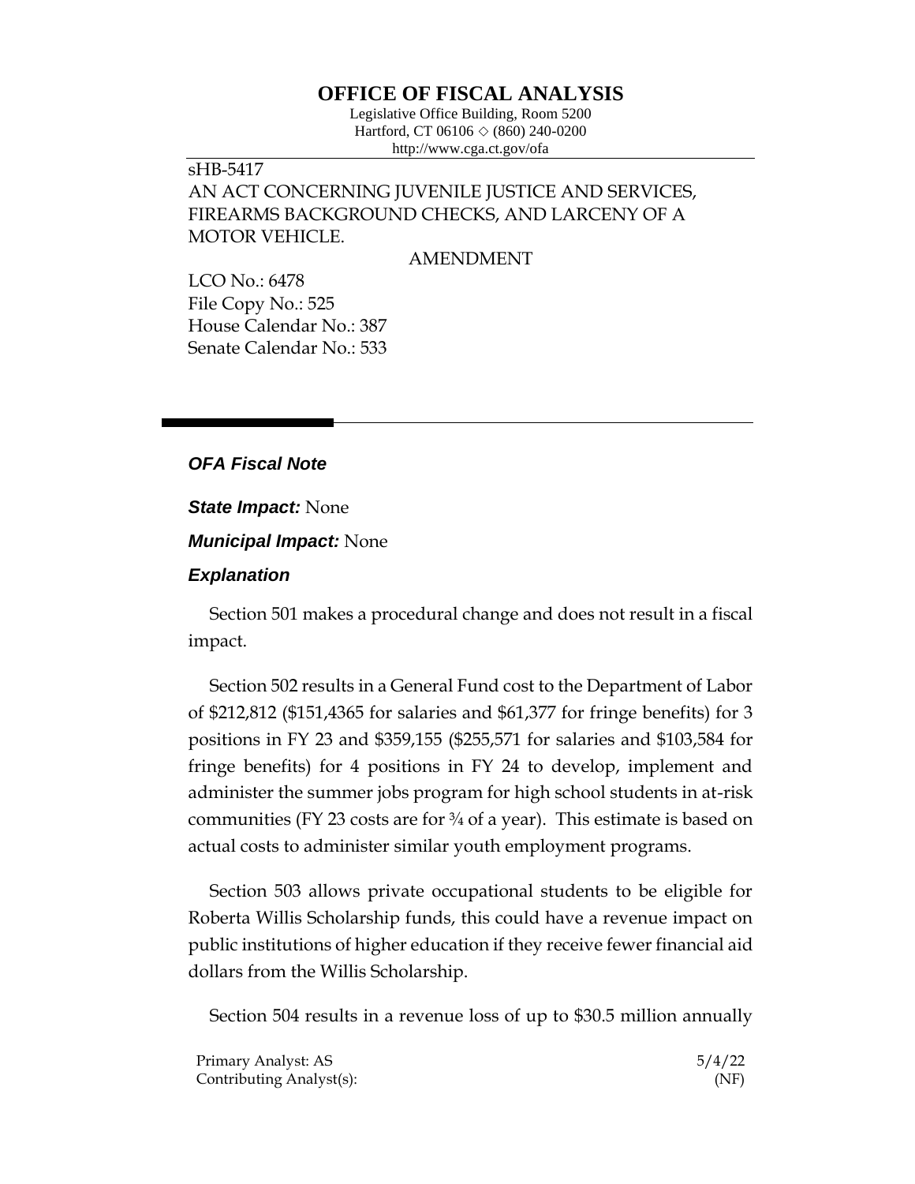# OFFICE OF FISCAL ANALYSIS

Legislative Office Building, Room 5200
Hartford, CT 06106 ◇ (860) 240-0200
http://www.cga.ct.gov/ofa

sHB-5417
AN ACT CONCERNING JUVENILE JUSTICE AND SERVICES, FIREARMS BACKGROUND CHECKS, AND LARCENY OF A MOTOR VEHICLE.

AMENDMENT

LCO No.: 6478
File Copy No.: 525
House Calendar No.: 387
Senate Calendar No.: 533

## *OFA Fiscal Note*

***State Impact:*** None

***Municipal Impact:*** None

### *Explanation*

Section 501 makes a procedural change and does not result in a fiscal impact.

Section 502 results in a General Fund cost to the Department of Labor of $212,812 ($151,4365 for salaries and $61,377 for fringe benefits) for 3 positions in FY 23 and $359,155 ($255,571 for salaries and $103,584 for fringe benefits) for 4 positions in FY 24 to develop, implement and administer the summer jobs program for high school students in at-risk communities (FY 23 costs are for ¾ of a year). This estimate is based on actual costs to administer similar youth employment programs.

Section 503 allows private occupational students to be eligible for Roberta Willis Scholarship funds, this could have a revenue impact on public institutions of higher education if they receive fewer financial aid dollars from the Willis Scholarship.

Section 504 results in a revenue loss of up to $30.5 million annually

Primary Analyst: AS 5/4/22
Contributing Analyst(s): (NF)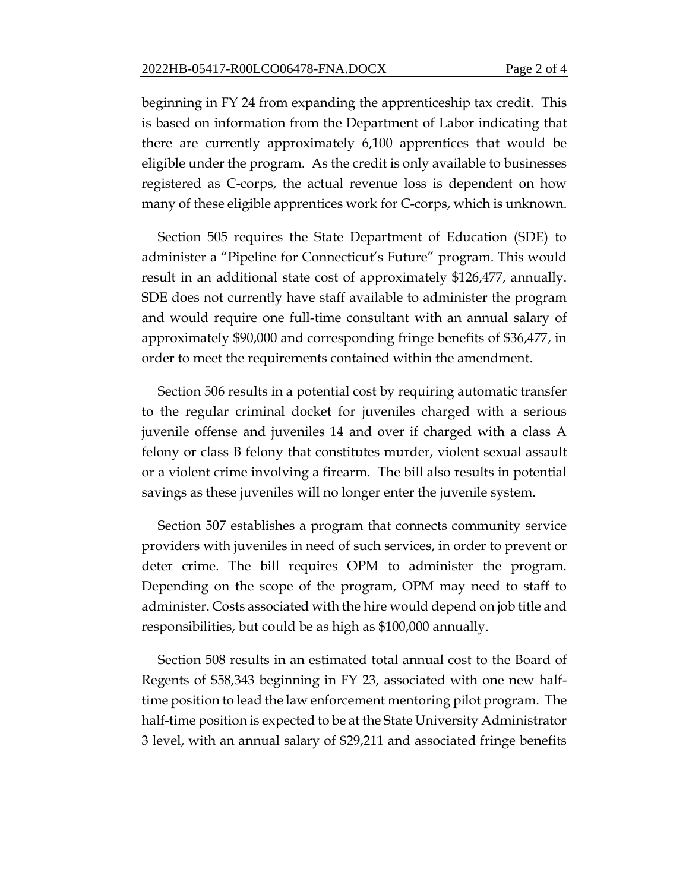beginning in FY 24 from expanding the apprenticeship tax credit. This is based on information from the Department of Labor indicating that there are currently approximately 6,100 apprentices that would be eligible under the program. As the credit is only available to businesses registered as C-corps, the actual revenue loss is dependent on how many of these eligible apprentices work for C-corps, which is unknown.

Section 505 requires the State Department of Education (SDE) to administer a "Pipeline for Connecticut's Future" program. This would result in an additional state cost of approximately $126,477, annually. SDE does not currently have staff available to administer the program and would require one full-time consultant with an annual salary of approximately $90,000 and corresponding fringe benefits of $36,477, in order to meet the requirements contained within the amendment.

Section 506 results in a potential cost by requiring automatic transfer to the regular criminal docket for juveniles charged with a serious juvenile offense and juveniles 14 and over if charged with a class A felony or class B felony that constitutes murder, violent sexual assault or a violent crime involving a firearm. The bill also results in potential savings as these juveniles will no longer enter the juvenile system.

Section 507 establishes a program that connects community service providers with juveniles in need of such services, in order to prevent or deter crime. The bill requires OPM to administer the program. Depending on the scope of the program, OPM may need to staff to administer. Costs associated with the hire would depend on job title and responsibilities, but could be as high as $100,000 annually.

Section 508 results in an estimated total annual cost to the Board of Regents of $58,343 beginning in FY 23, associated with one new half-time position to lead the law enforcement mentoring pilot program. The half-time position is expected to be at the State University Administrator 3 level, with an annual salary of $29,211 and associated fringe benefits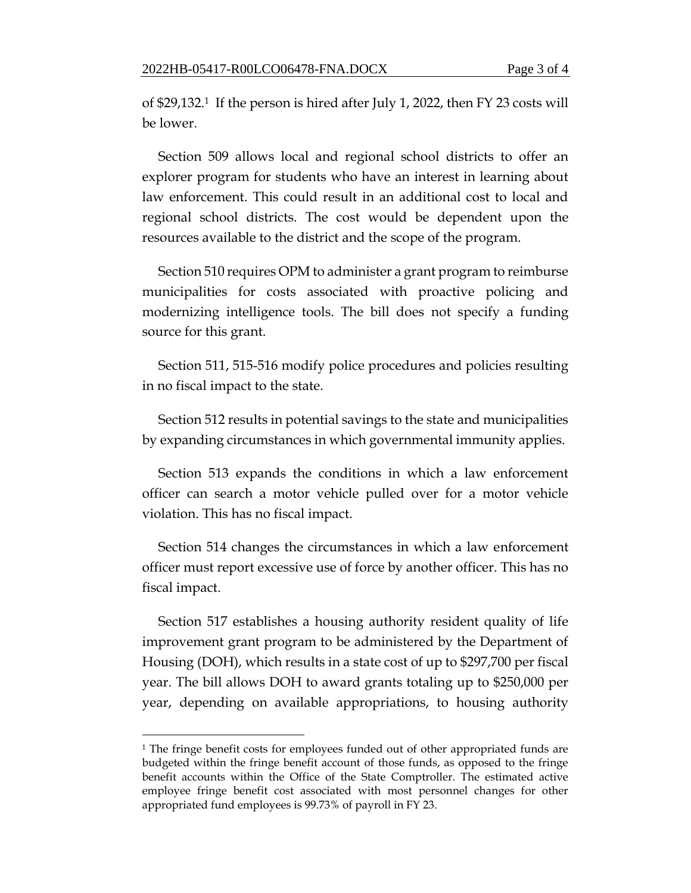of $29,132.[1] If the person is hired after July 1, 2022, then FY 23 costs will be lower.

Section 509 allows local and regional school districts to offer an explorer program for students who have an interest in learning about law enforcement. This could result in an additional cost to local and regional school districts. The cost would be dependent upon the resources available to the district and the scope of the program.

Section 510 requires OPM to administer a grant program to reimburse municipalities for costs associated with proactive policing and modernizing intelligence tools. The bill does not specify a funding source for this grant.

Section 511, 515-516 modify police procedures and policies resulting in no fiscal impact to the state.

Section 512 results in potential savings to the state and municipalities by expanding circumstances in which governmental immunity applies.

Section 513 expands the conditions in which a law enforcement officer can search a motor vehicle pulled over for a motor vehicle violation. This has no fiscal impact.

Section 514 changes the circumstances in which a law enforcement officer must report excessive use of force by another officer. This has no fiscal impact.

Section 517 establishes a housing authority resident quality of life improvement grant program to be administered by the Department of Housing (DOH), which results in a state cost of up to $297,700 per fiscal year. The bill allows DOH to award grants totaling up to $250,000 per year, depending on available appropriations, to housing authority

---

[1] The fringe benefit costs for employees funded out of other appropriated funds are budgeted within the fringe benefit account of those funds, as opposed to the fringe benefit accounts within the Office of the State Comptroller. The estimated active employee fringe benefit cost associated with most personnel changes for other appropriated fund employees is 99.73% of payroll in FY 23.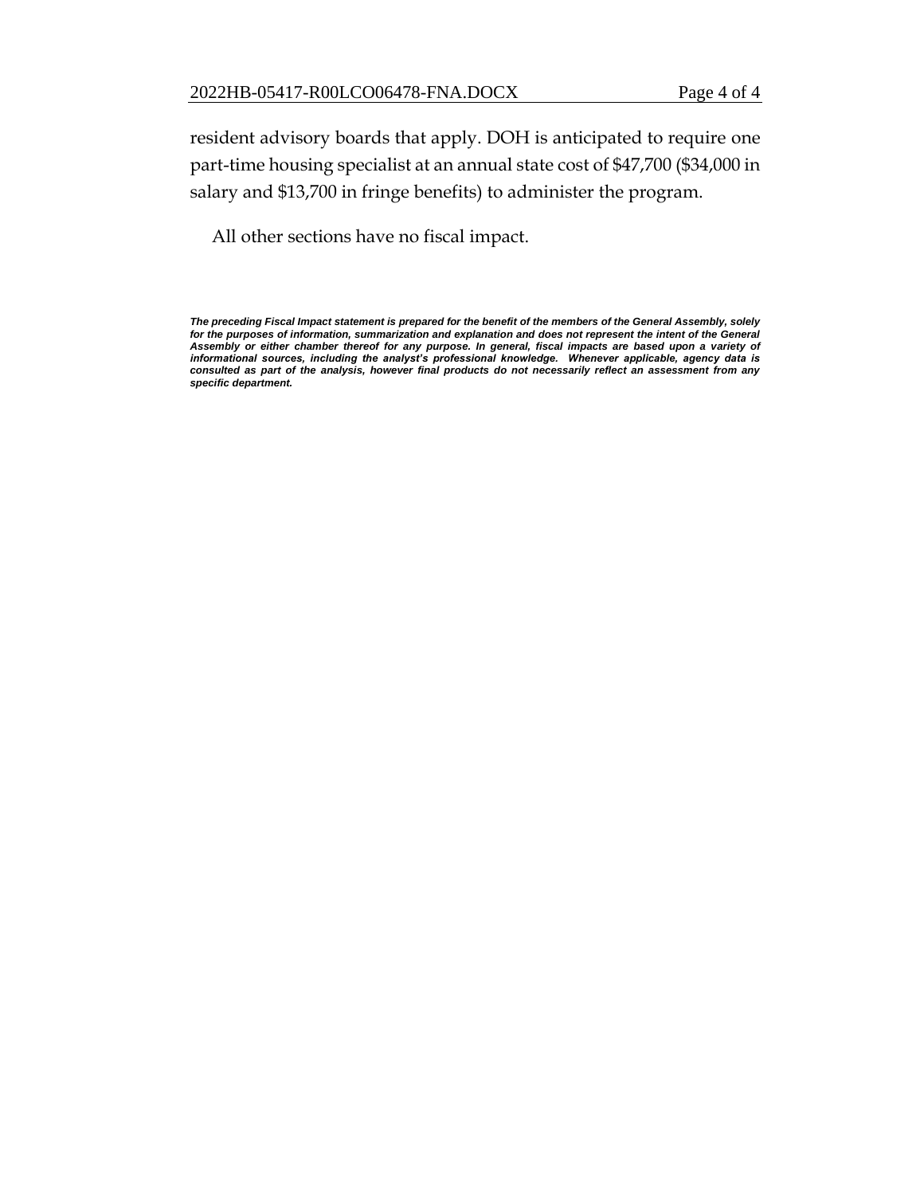resident advisory boards that apply. DOH is anticipated to require one part-time housing specialist at an annual state cost of $47,700 ($34,000 in salary and $13,700 in fringe benefits) to administer the program.

All other sections have no fiscal impact.

***The preceding Fiscal Impact statement is prepared for the benefit of the members of the General Assembly, solely for the purposes of information, summarization and explanation and does not represent the intent of the General Assembly or either chamber thereof for any purpose. In general, fiscal impacts are based upon a variety of informational sources, including the analyst's professional knowledge. Whenever applicable, agency data is consulted as part of the analysis, however final products do not necessarily reflect an assessment from any specific department.***